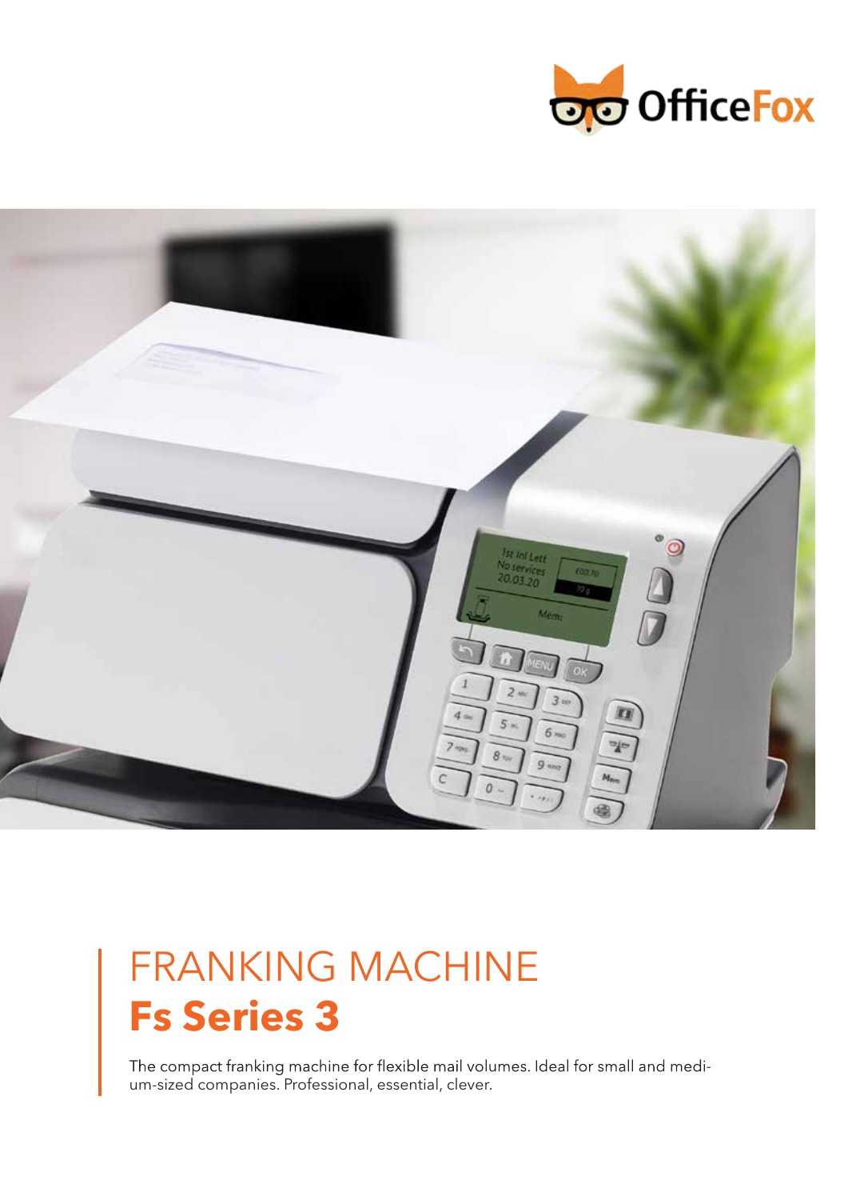OfficeFox

# FRANKING MACHINE
## **Fs Series 3**

The compact franking machine for flexible mail volumes. Ideal for small and medium-sized companies. Professional, essential, clever.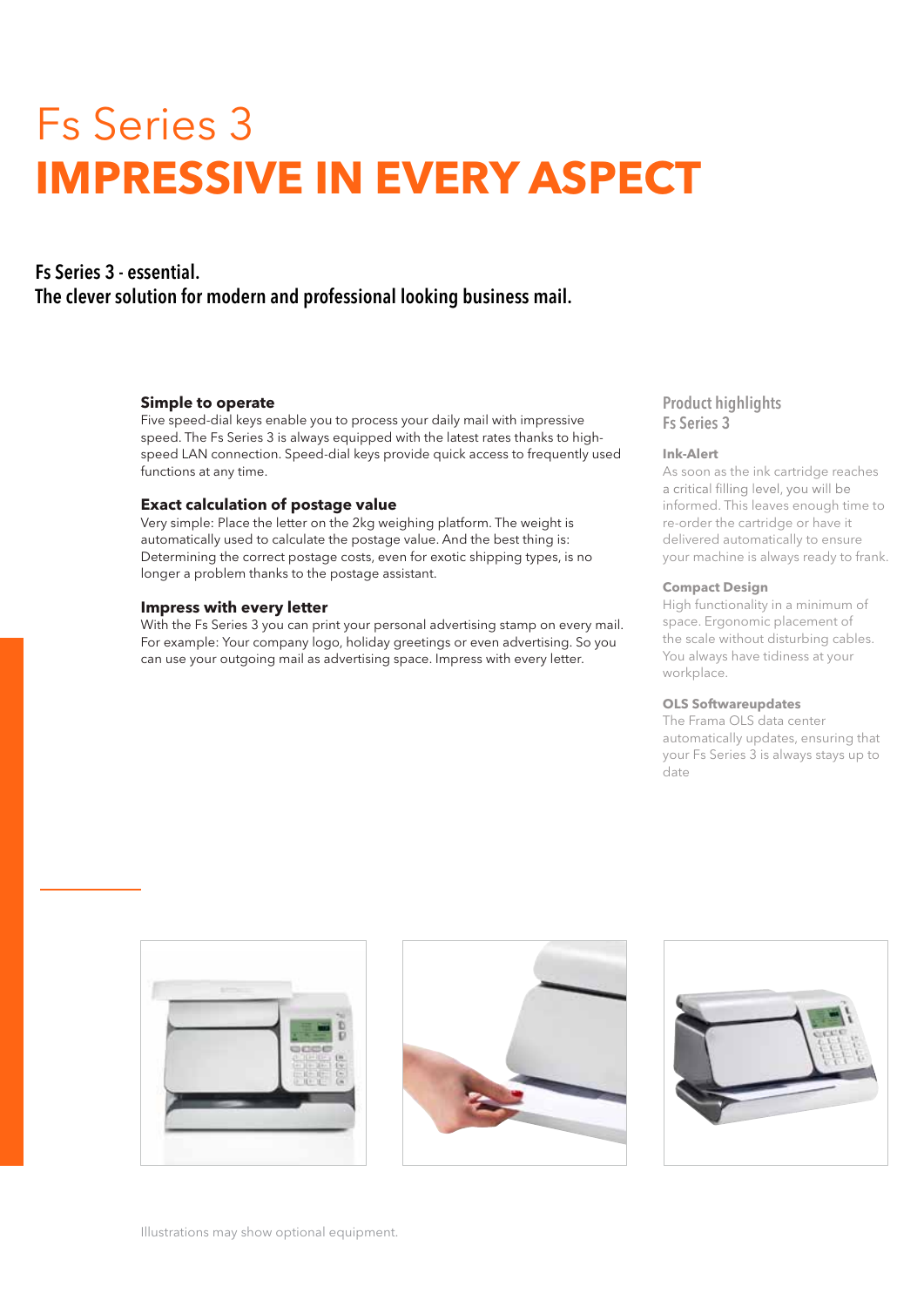# Fs Series 3
# IMPRESSIVE IN EVERY ASPECT

## Fs Series 3 - essential.
## The clever solution for modern and professional looking business mail.

### Simple to operate
Five speed-dial keys enable you to process your daily mail with impressive speed. The Fs Series 3 is always equipped with the latest rates thanks to high-speed LAN connection. Speed-dial keys provide quick access to frequently used functions at any time.

### Exact calculation of postage value
Very simple: Place the letter on the 2kg weighing platform. The weight is automatically used to calculate the postage value. And the best thing is: Determining the correct postage costs, even for exotic shipping types, is no longer a problem thanks to the postage assistant.

### Impress with every letter
With the Fs Series 3 you can print your personal advertising stamp on every mail. For example: Your company logo, holiday greetings or even advertising. So you can use your outgoing mail as advertising space. Impress with every letter.

## Product highlights Fs Series 3

**Ink-Alert**
As soon as the ink cartridge reaches a critical filling level, you will be informed. This leaves enough time to re-order the cartridge or have it delivered automatically to ensure your machine is always ready to frank.

**Compact Design**
High functionality in a minimum of space. Ergonomic placement of the scale without disturbing cables. You always have tidiness at your workplace.

**OLS Softwareupdates**
The Frama OLS data center automatically updates, ensuring that your Fs Series 3 is always stays up to date

Illustrations may show optional equipment.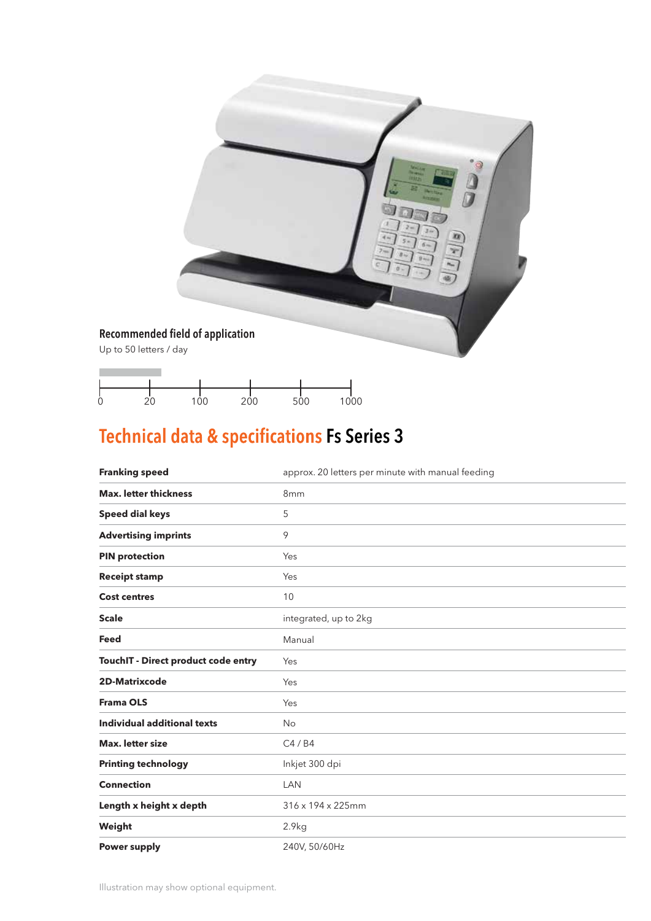Recommended field of application

Up to 50 letters / day

0 20 100 200 500 1000

## Technical data & specifications Fs Series 3

| | |
|---|---|
| **Franking speed** | approx. 20 letters per minute with manual feeding |
| **Max. letter thickness** | 8mm |
| **Speed dial keys** | 5 |
| **Advertising imprints** | 9 |
| **PIN protection** | Yes |
| **Receipt stamp** | Yes |
| **Cost centres** | 10 |
| **Scale** | integrated, up to 2kg |
| **Feed** | Manual |
| **TouchIT - Direct product code entry** | Yes |
| **2D-Matrixcode** | Yes |
| **Frama OLS** | Yes |
| **Individual additional texts** | No |
| **Max. letter size** | C4 / B4 |
| **Printing technology** | Inkjet 300 dpi |
| **Connection** | LAN |
| **Length x height x depth** | 316 x 194 x 225mm |
| **Weight** | 2.9kg |
| **Power supply** | 240V, 50/60Hz |

Illustration may show optional equipment.